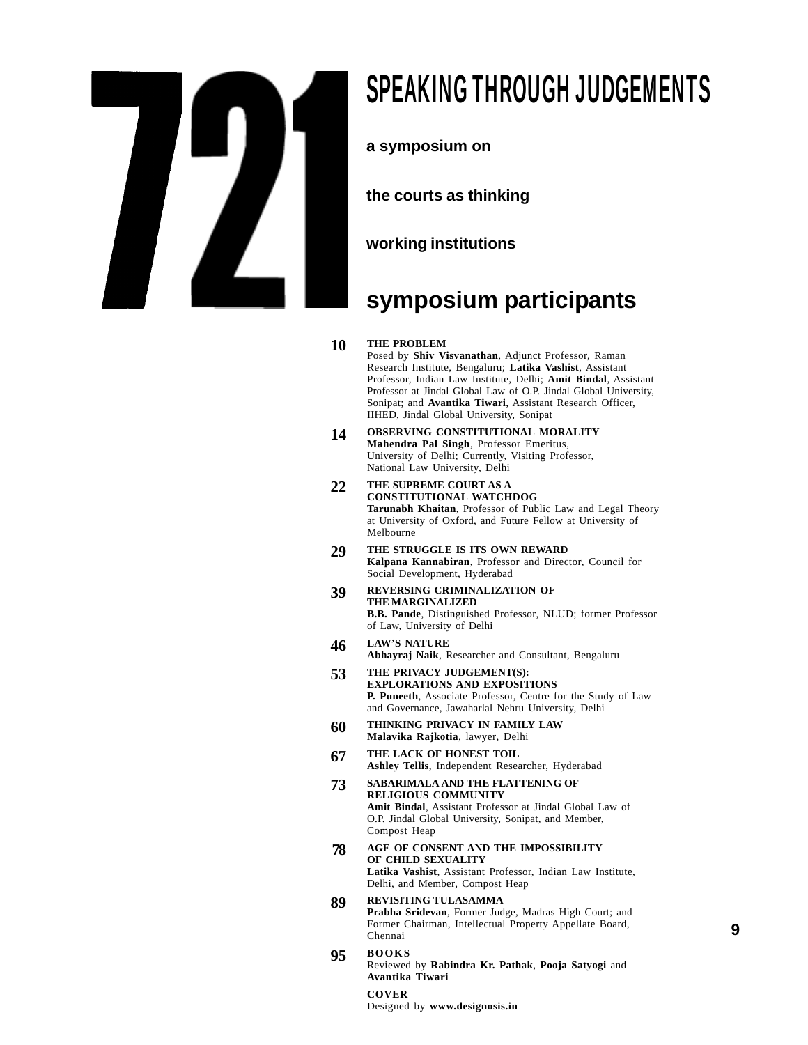# 721

## SPEAKING THROUGH JUDGEMENTS

**a symposium on**

**the courts as thinking**

**working institutions**

## symposium participants

**10** **THE PROBLEM**
Posed by **Shiv Visvanathan**, Adjunct Professor, Raman Research Institute, Bengaluru; **Latika Vashist**, Assistant Professor, Indian Law Institute, Delhi; **Amit Bindal**, Assistant Professor at Jindal Global Law of O.P. Jindal Global University, Sonipat; and **Avantika Tiwari**, Assistant Research Officer, IIHED, Jindal Global University, Sonipat

**14** **OBSERVING CONSTITUTIONAL MORALITY**
**Mahendra Pal Singh**, Professor Emeritus, University of Delhi; Currently, Visiting Professor, National Law University, Delhi

**22** **THE SUPREME COURT AS A CONSTITUTIONAL WATCHDOG**
**Tarunabh Khaitan**, Professor of Public Law and Legal Theory at University of Oxford, and Future Fellow at University of Melbourne

**29** **THE STRUGGLE IS ITS OWN REWARD**
**Kalpana Kannabiran**, Professor and Director, Council for Social Development, Hyderabad

**39** **REVERSING CRIMINALIZATION OF THE MARGINALIZED**
**B.B. Pande**, Distinguished Professor, NLUD; former Professor of Law, University of Delhi

**46** **LAW'S NATURE**
**Abhayraj Naik**, Researcher and Consultant, Bengaluru

**53** **THE PRIVACY JUDGEMENT(S): EXPLORATIONS AND EXPOSITIONS**
**P. Puneeth**, Associate Professor, Centre for the Study of Law and Governance, Jawaharlal Nehru University, Delhi

**60** **THINKING PRIVACY IN FAMILY LAW**
**Malavika Rajkotia**, lawyer, Delhi

**67** **THE LACK OF HONEST TOIL**
**Ashley Tellis**, Independent Researcher, Hyderabad

**73** **SABARIMALA AND THE FLATTENING OF RELIGIOUS COMMUNITY**
**Amit Bindal**, Assistant Professor at Jindal Global Law of O.P. Jindal Global University, Sonipat, and Member, Compost Heap

**78** **AGE OF CONSENT AND THE IMPOSSIBILITY OF CHILD SEXUALITY**
**Latika Vashist**, Assistant Professor, Indian Law Institute, Delhi, and Member, Compost Heap

**89** **REVISITING TULASAMMA**
**Prabha Sridevan**, Former Judge, Madras High Court; and Former Chairman, Intellectual Property Appellate Board, Chennai

**95** **BOOKS**
Reviewed by **Rabindra Kr. Pathak**, **Pooja Satyogi** and **Avantika Tiwari**

**COVER**
Designed by **www.designosis.in**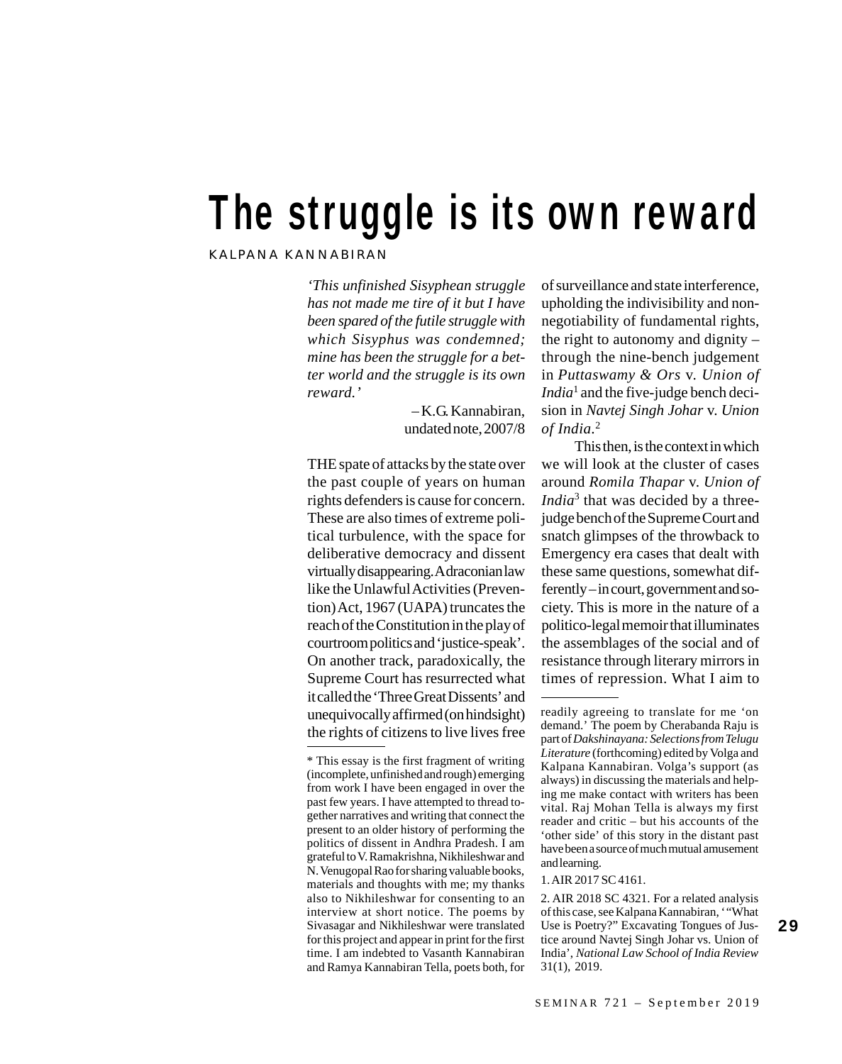# The struggle is its own reward

KALPANA KANNABIRAN

*'This unfinished Sisyphean struggle has not made me tire of it but I have been spared of the futile struggle with which Sisyphus was condemned; mine has been the struggle for a better world and the struggle is its own reward.'*

– K.G. Kannabiran, undated note, 2007/8

THE spate of attacks by the state over the past couple of years on human rights defenders is cause for concern. These are also times of extreme political turbulence, with the space for deliberative democracy and dissent virtually disappearing. A draconian law like the Unlawful Activities (Prevention) Act, 1967 (UAPA) truncates the reach of the Constitution in the play of courtroom politics and 'justice-speak'. On another track, paradoxically, the Supreme Court has resurrected what it called the 'Three Great Dissents' and unequivocally affirmed (on hindsight) the rights of citizens to live lives free of surveillance and state interference, upholding the indivisibility and non-negotiability of fundamental rights, the right to autonomy and dignity – through the nine-bench judgement in *Puttaswamy & Ors* v. *Union of India*[1] and the five-judge bench decision in *Navtej Singh Johar* v. *Union of India*.[2]

This then, is the context in which we will look at the cluster of cases around *Romila Thapar* v. *Union of India*[3] that was decided by a three-judge bench of the Supreme Court and snatch glimpses of the throwback to Emergency era cases that dealt with these same questions, somewhat differently – in court, government and society. This is more in the nature of a politico-legal memoir that illuminates the assemblages of the social and of resistance through literary mirrors in times of repression. What I aim to

---

\* This essay is the first fragment of writing (incomplete, unfinished and rough) emerging from work I have been engaged in over the past few years. I have attempted to thread together narratives and writing that connect the present to an older history of performing the politics of dissent in Andhra Pradesh. I am grateful to V. Ramakrishna, Nikhileshwar and N. Venugopal Rao for sharing valuable books, materials and thoughts with me; my thanks also to Nikhileshwar for consenting to an interview at short notice. The poems by Sivasagar and Nikhileshwar were translated for this project and appear in print for the first time. I am indebted to Vasanth Kannabiran and Ramya Kannabiran Tella, poets both, for readily agreeing to translate for me 'on demand.' The poem by Cherabanda Raju is part of *Dakshinayana: Selections from Telugu Literature* (forthcoming) edited by Volga and Kalpana Kannabiran. Volga's support (as always) in discussing the materials and helping me make contact with writers has been vital. Raj Mohan Tella is always my first reader and critic – but his accounts of the 'other side' of this story in the distant past have been a source of much mutual amusement and learning.

1. AIR 2017 SC 4161.

2. AIR 2018 SC 4321. For a related analysis of this case, see Kalpana Kannabiran, '"What Use is Poetry?" Excavating Tongues of Justice around Navtej Singh Johar vs. Union of India', *National Law School of India Review* 31(1), 2019.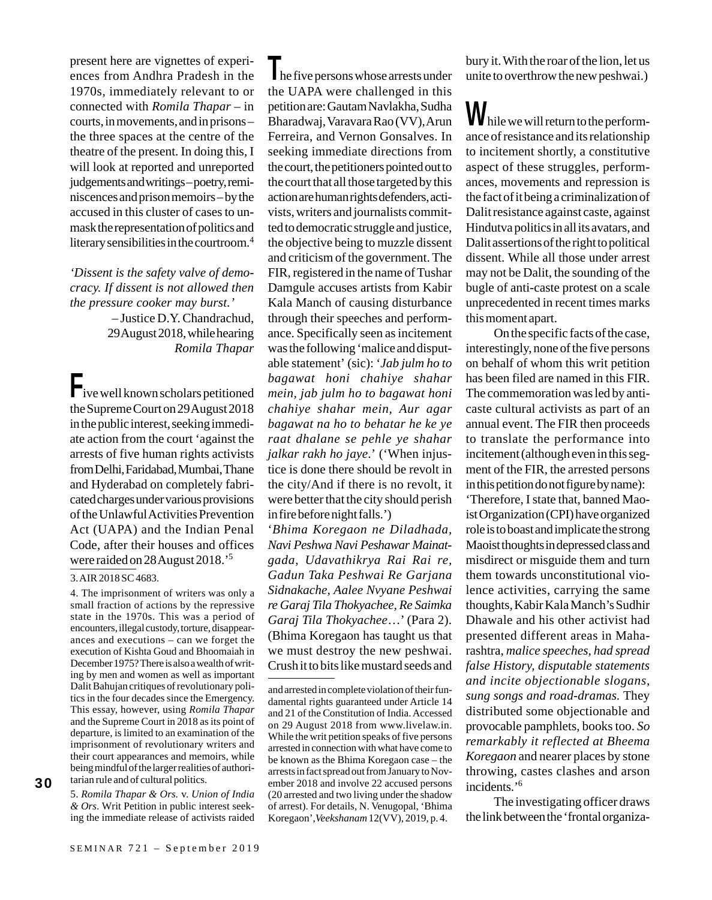present here are vignettes of experiences from Andhra Pradesh in the 1970s, immediately relevant to or connected with *Romila Thapar* – in courts, in movements, and in prisons – the three spaces at the centre of the theatre of the present. In doing this, I will look at reported and unreported judgements and writings – poetry, reminiscences and prison memoirs – by the accused in this cluster of cases to unmask the representation of politics and literary sensibilities in the courtroom.[4]

*'Dissent is the safety valve of democracy. If dissent is not allowed then the pressure cooker may burst.'*

– Justice D.Y. Chandrachud, 29 August 2018, while hearing *Romila Thapar*

Five well known scholars petitioned the Supreme Court on 29 August 2018 in the public interest, seeking immediate action from the court 'against the arrests of five human rights activists from Delhi, Faridabad, Mumbai, Thane and Hyderabad on completely fabricated charges under various provisions of the Unlawful Activities Prevention Act (UAPA) and the Indian Penal Code, after their houses and offices were raided on 28 August 2018.'[5]

The five persons whose arrests under the UAPA were challenged in this petition are: Gautam Navlakha, Sudha Bharadwaj, Varavara Rao (VV), Arun Ferreira, and Vernon Gonsalves. In seeking immediate directions from the court, the petitioners pointed out to the court that all those targeted by this action are human rights defenders, activists, writers and journalists committed to democratic struggle and justice, the objective being to muzzle dissent and criticism of the government. The FIR, registered in the name of Tushar Damgule accuses artists from Kabir Kala Manch of causing disturbance through their speeches and performance. Specifically seen as incitement was the following 'malice and disputable statement' (sic): '*Jab julm ho to bagawat honi chahiye shahar mein, jab julm ho to bagawat honi chahiye shahar mein, Aur agar bagawat na ho to behatar he ke ye raat dhalane se pehle ye shahar jalkar rakh ho jaye*.' ('When injustice is done there should be revolt in the city/And if there is no revolt, it were better that the city should perish in fire before night falls.')

'*Bhima Koregaon ne Diladhada, Navi Peshwa Navi Peshawar Mainatgada, Udavathikrya Rai Rai re, Gadun Taka Peshwai Re Garjana Sidnakache, Aalee Nvyane Peshwai re Garaj Tila Thokyachee, Re Saimka Garaj Tila Thokyachee*…' (Para 2). (Bhima Koregaon has taught us that we must destroy the new peshwai. Crush it to bits like mustard seeds and bury it. With the roar of the lion, let us unite to overthrow the new peshwai.)

While we will return to the performance of resistance and its relationship to incitement shortly, a constitutive aspect of these struggles, performances, movements and repression is the fact of it being a criminalization of Dalit resistance against caste, against Hindutva politics in all its avatars, and Dalit assertions of the right to political dissent. While all those under arrest may not be Dalit, the sounding of the bugle of anti-caste protest on a scale unprecedented in recent times marks this moment apart.

On the specific facts of the case, interestingly, none of the five persons on behalf of whom this writ petition has been filed are named in this FIR. The commemoration was led by anti-caste cultural activists as part of an annual event. The FIR then proceeds to translate the performance into incitement (although even in this segment of the FIR, the arrested persons in this petition do not figure by name): 'Therefore, I state that, banned Maoist Organization (CPI) have organized role is to boast and implicate the strong Maoist thoughts in depressed class and misdirect or misguide them and turn them towards unconstitutional violence activities, carrying the same thoughts, Kabir Kala Manch's Sudhir Dhawale and his other activist had presented different areas in Maharashtra, *malice speeches, had spread false History, disputable statements and incite objectionable slogans, sung songs and road-dramas.* They distributed some objectionable and provocable pamphlets, books too. *So remarkably it reflected at Bheema Koregaon* and nearer places by stone throwing, castes clashes and arson incidents.'[6]

The investigating officer draws the link between the 'frontal organiza-

---

3. AIR 2018 SC 4683.

4. The imprisonment of writers was only a small fraction of actions by the repressive state in the 1970s. This was a period of encounters, illegal custody, torture, disappearances and executions – can we forget the execution of Kishta Goud and Bhoomaiah in December 1975? There is also a wealth of writing by men and women as well as important Dalit Bahujan critiques of revolutionary politics in the four decades since the Emergency. This essay, however, using *Romila Thapar* and the Supreme Court in 2018 as its point of departure, is limited to an examination of the imprisonment of revolutionary writers and their court appearances and memoirs, while being mindful of the larger realities of authoritarian rule and of cultural politics.

5. *Romila Thapar & Ors.* v. *Union of India & Ors*. Writ Petition in public interest seeking the immediate release of activists raided and arrested in complete violation of their fundamental rights guaranteed under Article 14 and 21 of the Constitution of India. Accessed on 29 August 2018 from www.livelaw.in. While the writ petition speaks of five persons arrested in connection with what have come to be known as the Bhima Koregaon case – the arrests in fact spread out from January to November 2018 and involve 22 accused persons (20 arrested and two living under the shadow of arrest). For details, N. Venugopal, 'Bhima Koregaon', *Veekshanam* 12(VV), 2019, p. 4.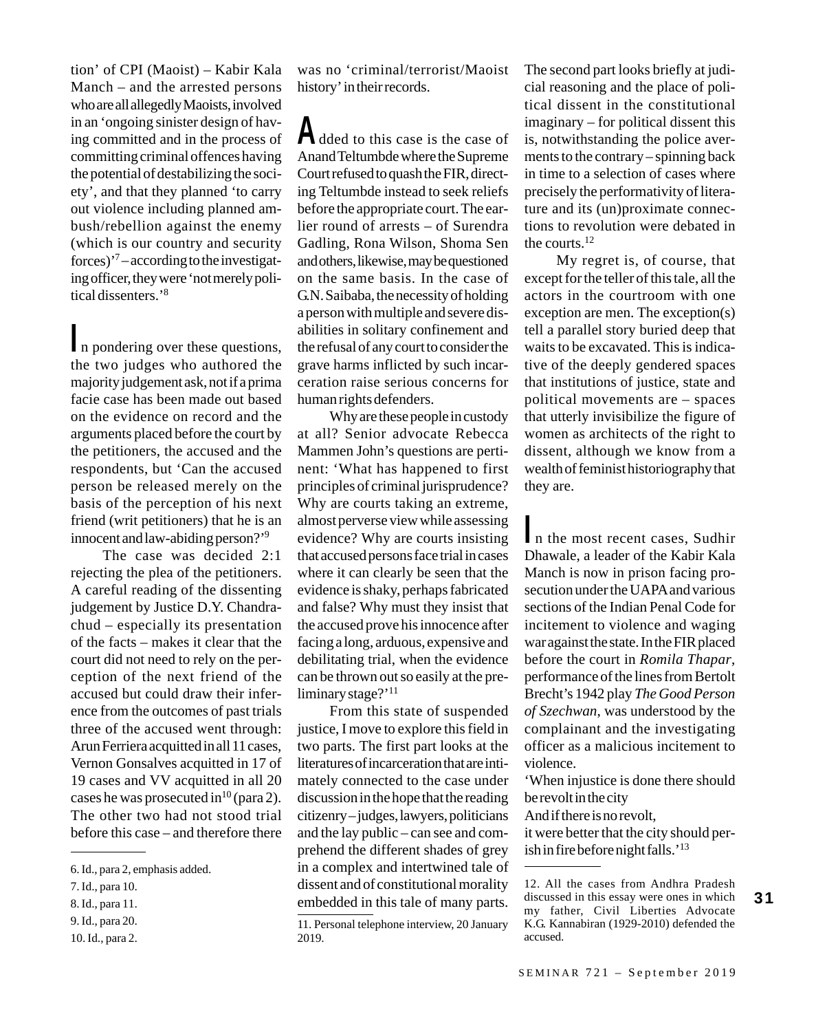tion' of CPI (Maoist) – Kabir Kala Manch – and the arrested persons who are all allegedly Maoists, involved in an 'ongoing sinister design of having committed and in the process of committing criminal offences having the potential of destabilizing the society', and that they planned 'to carry out violence including planned ambush/rebellion against the enemy (which is our country and security forces)'[7] – according to the investigating officer, they were 'not merely political dissenters.'[8]

In pondering over these questions, the two judges who authored the majority judgement ask, not if a prima facie case has been made out based on the evidence on record and the arguments placed before the court by the petitioners, the accused and the respondents, but 'Can the accused person be released merely on the basis of the perception of his next friend (writ petitioners) that he is an innocent and law-abiding person?'[9]

The case was decided 2:1 rejecting the plea of the petitioners. A careful reading of the dissenting judgement by Justice D.Y. Chandrachud – especially its presentation of the facts – makes it clear that the court did not need to rely on the perception of the next friend of the accused but could draw their inference from the outcomes of past trials three of the accused went through: Arun Ferriera acquitted in all 11 cases, Vernon Gonsalves acquitted in 17 of 19 cases and VV acquitted in all 20 cases he was prosecuted in[10] (para 2). The other two had not stood trial before this case – and therefore there was no 'criminal/terrorist/Maoist history' in their records.

Added to this case is the case of Anand Teltumbde where the Supreme Court refused to quash the FIR, directing Teltumbde instead to seek reliefs before the appropriate court. The earlier round of arrests – of Surendra Gadling, Rona Wilson, Shoma Sen and others, likewise, may be questioned on the same basis. In the case of G.N. Saibaba, the necessity of holding a person with multiple and severe disabilities in solitary confinement and the refusal of any court to consider the grave harms inflicted by such incarceration raise serious concerns for human rights defenders.

Why are these people in custody at all? Senior advocate Rebecca Mammen John's questions are pertinent: 'What has happened to first principles of criminal jurisprudence? Why are courts taking an extreme, almost perverse view while assessing evidence? Why are courts insisting that accused persons face trial in cases where it can clearly be seen that the evidence is shaky, perhaps fabricated and false? Why must they insist that the accused prove his innocence after facing a long, arduous, expensive and debilitating trial, when the evidence can be thrown out so easily at the preliminary stage?'[11]

From this state of suspended justice, I move to explore this field in two parts. The first part looks at the literatures of incarceration that are intimately connected to the case under discussion in the hope that the reading citizenry – judges, lawyers, politicians and the lay public – can see and comprehend the different shades of grey in a complex and intertwined tale of dissent and of constitutional morality embedded in this tale of many parts. The second part looks briefly at judicial reasoning and the place of political dissent in the constitutional imaginary – for political dissent this is, notwithstanding the police averments to the contrary – spinning back in time to a selection of cases where precisely the performativity of literature and its (un)proximate connections to revolution were debated in the courts.[12]

My regret is, of course, that except for the teller of this tale, all the actors in the courtroom with one exception are men. The exception(s) tell a parallel story buried deep that waits to be excavated. This is indicative of the deeply gendered spaces that institutions of justice, state and political movements are – spaces that utterly invisibilize the figure of women as architects of the right to dissent, although we know from a wealth of feminist historiography that they are.

In the most recent cases, Sudhir Dhawale, a leader of the Kabir Kala Manch is now in prison facing prosecution under the UAPA and various sections of the Indian Penal Code for incitement to violence and waging war against the state. In the FIR placed before the court in *Romila Thapar*, performance of the lines from Bertolt Brecht's 1942 play *The Good Person of Szechwan*, was understood by the complainant and the investigating officer as a malicious incitement to violence.

'When injustice is done there should be revolt in the city
And if there is no revolt,
it were better that the city should perish in fire before night falls.'[13]

---

6. Id., para 2, emphasis added.

7. Id., para 10.

8. Id., para 11.

9. Id., para 20.

10. Id., para 2.

11. Personal telephone interview, 20 January 2019.

12. All the cases from Andhra Pradesh discussed in this essay were ones in which my father, Civil Liberties Advocate K.G. Kannabiran (1929-2010) defended the accused.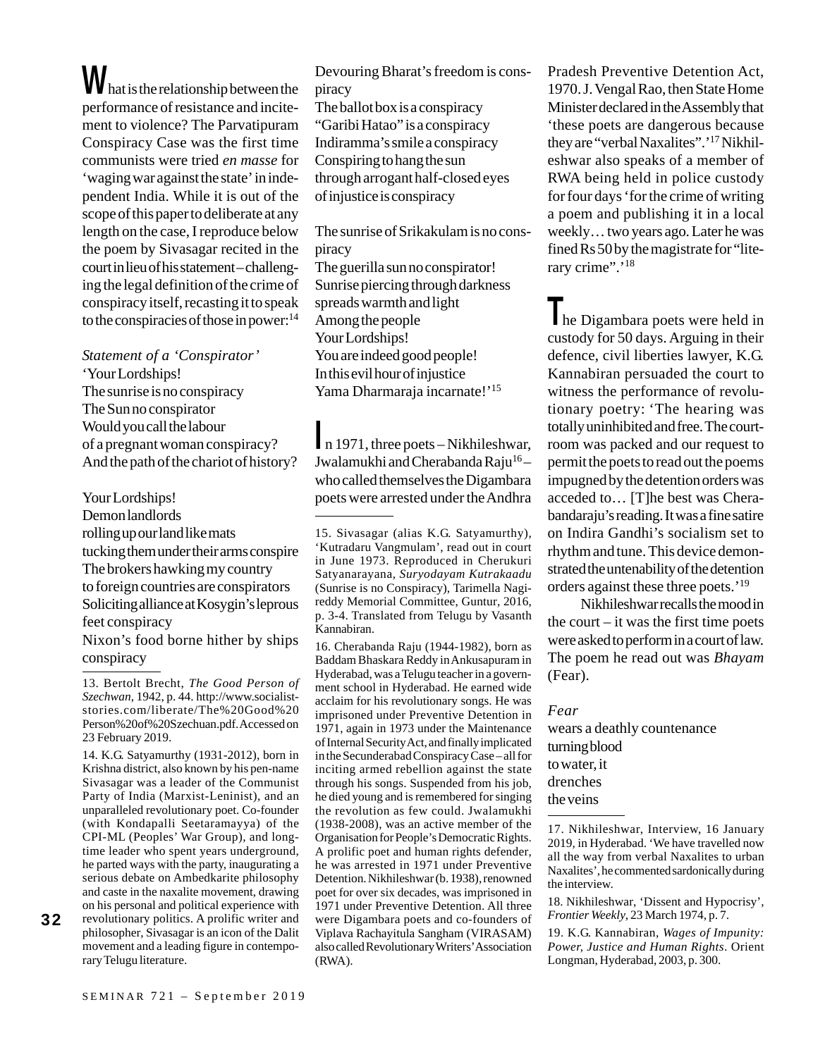What is the relationship between the performance of resistance and incitement to violence? The Parvatipuram Conspiracy Case was the first time communists were tried *en masse* for 'waging war against the state' in independent India. While it is out of the scope of this paper to deliberate at any length on the case, I reproduce below the poem by Sivasagar recited in the court in lieu of his statement – challenging the legal definition of the crime of conspiracy itself, recasting it to speak to the conspiracies of those in power:[14]

*Statement of a 'Conspirator'*
'Your Lordships!
The sunrise is no conspiracy
The Sun no conspirator
Would you call the labour
of a pregnant woman conspiracy?
And the path of the chariot of history?

Your Lordships!
Demon landlords
rolling up our land like mats
tucking them under their arms conspire
The brokers hawking my country
to foreign countries are conspirators
Soliciting alliance at Kosygin's leprous feet conspiracy
Nixon's food borne hither by ships conspiracy
Devouring Bharat's freedom is conspiracy
The ballot box is a conspiracy
"Garibi Hatao" is a conspiracy
Indiramma's smile a conspiracy
Conspiring to hang the sun
through arrogant half-closed eyes
of injustice is conspiracy

The sunrise of Srikakulam is no conspiracy
The guerilla sun no conspirator!
Sunrise piercing through darkness
spreads warmth and light
Among the people
Your Lordships!
You are indeed good people!
In this evil hour of injustice
Yama Dharmaraja incarnate!'[15]

In 1971, three poets – Nikhileshwar, Jwalamukhi and Cherabanda Raju[16] – who called themselves the Digambara poets were arrested under the Andhra Pradesh Preventive Detention Act, 1970. J. Vengal Rao, then State Home Minister declared in the Assembly that 'these poets are dangerous because they are "verbal Naxalites".'[17] Nikhileshwar also speaks of a member of RWA being held in police custody for four days 'for the crime of writing a poem and publishing it in a local weekly… two years ago. Later he was fined Rs 50 by the magistrate for "literary crime".'[18]

The Digambara poets were held in custody for 50 days. Arguing in their defence, civil liberties lawyer, K.G. Kannabiran persuaded the court to witness the performance of revolutionary poetry: 'The hearing was totally uninhibited and free. The courtroom was packed and our request to permit the poets to read out the poems impugned by the detention orders was acceded to… [T]he best was Cherabandaraju's reading. It was a fine satire on Indira Gandhi's socialism set to rhythm and tune. This device demonstrated the untenability of the detention orders against these three poets.'[19]

Nikhileshwar recalls the mood in the court – it was the first time poets were asked to perform in a court of law. The poem he read out was *Bhayam* (Fear).

*Fear*
wears a deathly countenance
turning blood
to water, it
drenches
the veins

---

13. Bertolt Brecht, *The Good Person of Szechwan*, 1942, p. 44. http://www.socialiststories.com/liberate/The%20Good%20Person%20of%20Szechuan.pdf. Accessed on 23 February 2019.

14. K.G. Satyamurthy (1931-2012), born in Krishna district, also known by his pen-name Sivasagar was a leader of the Communist Party of India (Marxist-Leninist), and an unparalleled revolutionary poet. Co-founder (with Kondapalli Seetaramayya) of the CPI-ML (Peoples' War Group), and long-time leader who spent years underground, he parted ways with the party, inaugurating a serious debate on Ambedkarite philosophy and caste in the naxalite movement, drawing on his personal and political experience with revolutionary politics. A prolific writer and philosopher, Sivasagar is an icon of the Dalit movement and a leading figure in contemporary Telugu literature.

15. Sivasagar (alias K.G. Satyamurthy), 'Kutradaru Vangmulam', read out in court in June 1973. Reproduced in Cherukuri Satyanarayana, *Suryodayam Kutrakaadu* (Sunrise is no Conspiracy), Tarimella Nagireddy Memorial Committee, Guntur, 2016, p. 3-4. Translated from Telugu by Vasanth Kannabiran.

16. Cherabanda Raju (1944-1982), born as Baddam Bhaskara Reddy in Ankusapuram in Hyderabad, was a Telugu teacher in a government school in Hyderabad. He earned wide acclaim for his revolutionary songs. He was imprisoned under Preventive Detention in 1971, again in 1973 under the Maintenance of Internal Security Act, and finally implicated in the Secunderabad Conspiracy Case – all for inciting armed rebellion against the state through his songs. Suspended from his job, he died young and is remembered for singing the revolution as few could. Jwalamukhi (1938-2008), was an active member of the Organisation for People's Democratic Rights. A prolific poet and human rights defender, he was arrested in 1971 under Preventive Detention. Nikhileshwar (b. 1938), renowned poet for over six decades, was imprisoned in 1971 under Preventive Detention. All three were Digambara poets and co-founders of Viplava Rachayitula Sangham (VIRASAM) also called Revolutionary Writers' Association (RWA).

17. Nikhileshwar, Interview, 16 January 2019, in Hyderabad. 'We have travelled now all the way from verbal Naxalites to urban Naxalites', he commented sardonically during the interview.

18. Nikhileshwar, 'Dissent and Hypocrisy', *Frontier Weekly*, 23 March 1974, p. 7.

19. K.G. Kannabiran, *Wages of Impunity: Power, Justice and Human Rights*. Orient Longman, Hyderabad, 2003, p. 300.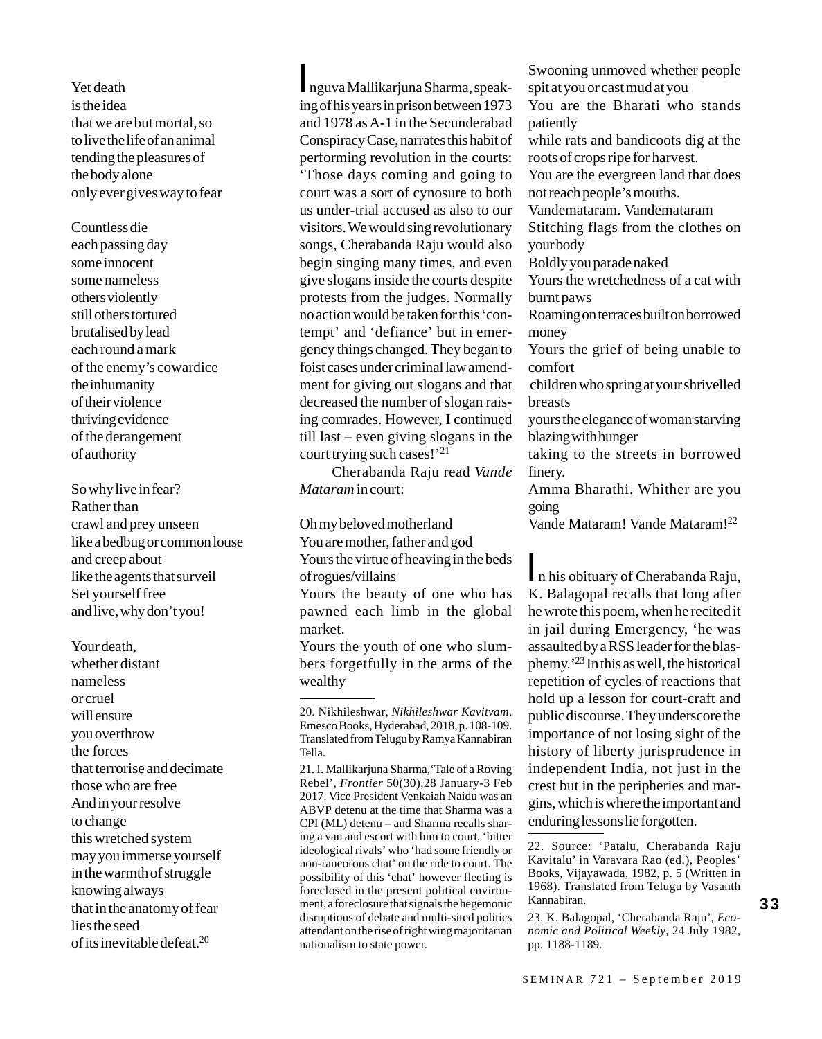Yet death
is the idea
that we are but mortal, so
to live the life of an animal
tending the pleasures of
the body alone
only ever gives way to fear

Countless die
each passing day
some innocent
some nameless
others violently
still others tortured
brutalised by lead
each round a mark
of the enemy's cowardice
the inhumanity
of their violence
thriving evidence
of the derangement
of authority

So why live in fear?
Rather than
crawl and prey unseen
like a bedbug or common louse
and creep about
like the agents that surveil
Set yourself free
and live, why don't you!

Your death,
whether distant
nameless
or cruel
will ensure
you overthrow
the forces
that terrorise and decimate
those who are free
And in your resolve
to change
this wretched system
may you immerse yourself
in the warmth of struggle
knowing always
that in the anatomy of fear
lies the seed
of its inevitable defeat.[20]

Inguva Mallikarjuna Sharma, speaking of his years in prison between 1973 and 1978 as A-1 in the Secunderabad Conspiracy Case, narrates this habit of performing revolution in the courts: 'Those days coming and going to court was a sort of cynosure to both us under-trial accused as also to our visitors. We would sing revolutionary songs, Cherabanda Raju would also begin singing many times, and even give slogans inside the courts despite protests from the judges. Normally no action would be taken for this 'contempt' and 'defiance' but in emergency things changed. They began to foist cases under criminal law amendment for giving out slogans and that decreased the number of slogan raising comrades. However, I continued till last – even giving slogans in the court trying such cases!'[21]

Cherabanda Raju read *Vande Mataram* in court:

Oh my beloved motherland
You are mother, father and god
Yours the virtue of heaving in the beds of rogues/villains
Yours the beauty of one who has pawned each limb in the global market.
Yours the youth of one who slumbers forgetfully in the arms of the wealthy
Swooning unmoved whether people spit at you or cast mud at you
You are the Bharati who stands patiently
while rats and bandicoots dig at the roots of crops ripe for harvest.
You are the evergreen land that does not reach people's mouths.
Vandemataram. Vandemataram
Stitching flags from the clothes on your body
Boldly you parade naked
Yours the wretchedness of a cat with burnt paws
Roaming on terraces built on borrowed money
Yours the grief of being unable to comfort
children who spring at your shrivelled breasts
yours the elegance of woman starving blazing with hunger
taking to the streets in borrowed finery.
Amma Bharathi. Whither are you going
Vande Mataram! Vande Mataram![22]

In his obituary of Cherabanda Raju, K. Balagopal recalls that long after he wrote this poem, when he recited it in jail during Emergency, 'he was assaulted by a RSS leader for the blasphemy.'[23] In this as well, the historical repetition of cycles of reactions that hold up a lesson for court-craft and public discourse. They underscore the importance of not losing sight of the history of liberty jurisprudence in independent India, not just in the crest but in the peripheries and margins, which is where the important and enduring lessons lie forgotten.

---

20. Nikhileshwar, *Nikhileshwar Kavitvam*. Emesco Books, Hyderabad, 2018, p. 108-109. Translated from Telugu by Ramya Kannabiran Tella.

21. I. Mallikarjuna Sharma, 'Tale of a Roving Rebel', *Frontier* 50(30),28 January-3 Feb 2017. Vice President Venkaiah Naidu was an ABVP detenu at the time that Sharma was a CPI (ML) detenu – and Sharma recalls sharing a van and escort with him to court, 'bitter ideological rivals' who 'had some friendly or non-rancorous chat' on the ride to court. The possibility of this 'chat' however fleeting is foreclosed in the present political environment, a foreclosure that signals the hegemonic disruptions of debate and multi-sited politics attendant on the rise of right wing majoritarian nationalism to state power.

22. Source: 'Patalu, Cherabanda Raju Kavitalu' in Varavara Rao (ed.), Peoples' Books, Vijayawada, 1982, p. 5 (Written in 1968). Translated from Telugu by Vasanth Kannabiran.

23. K. Balagopal, 'Cherabanda Raju', *Economic and Political Weekly*, 24 July 1982, pp. 1188-1189.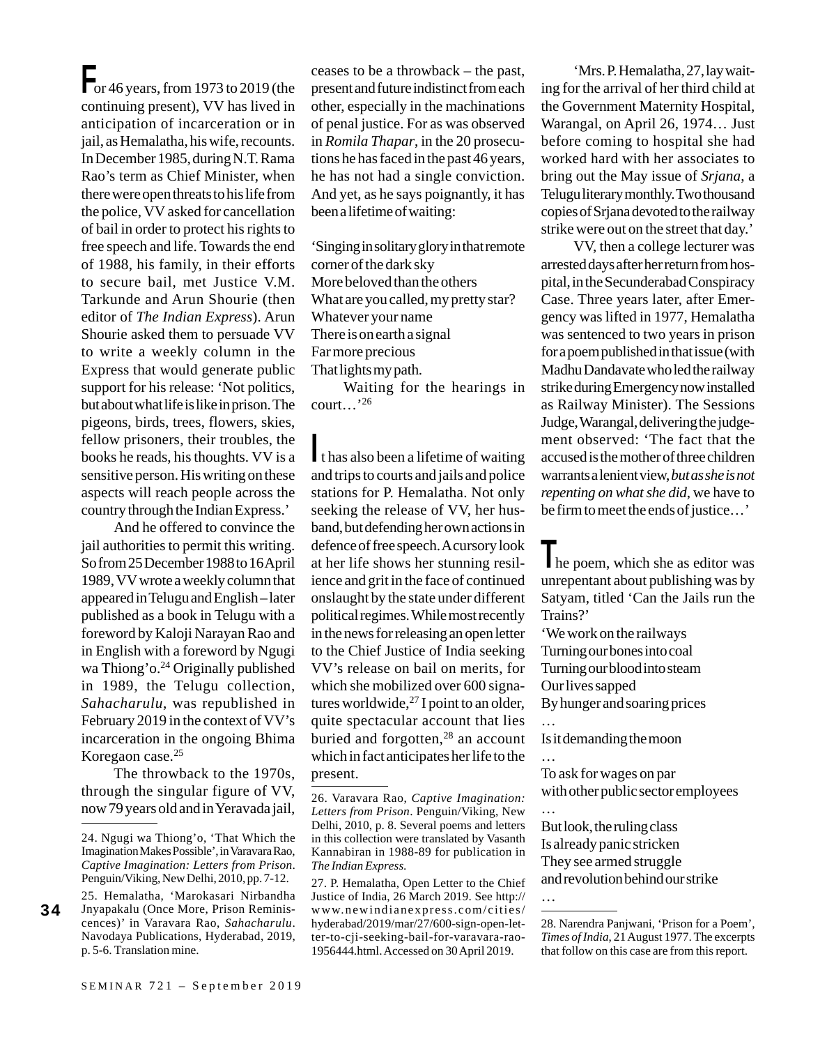For 46 years, from 1973 to 2019 (the continuing present), VV has lived in anticipation of incarceration or in jail, as Hemalatha, his wife, recounts. In December 1985, during N.T. Rama Rao's term as Chief Minister, when there were open threats to his life from the police, VV asked for cancellation of bail in order to protect his rights to free speech and life. Towards the end of 1988, his family, in their efforts to secure bail, met Justice V.M. Tarkunde and Arun Shourie (then editor of *The Indian Express*). Arun Shourie asked them to persuade VV to write a weekly column in the Express that would generate public support for his release: 'Not politics, but about what life is like in prison. The pigeons, birds, trees, flowers, skies, fellow prisoners, their troubles, the books he reads, his thoughts. VV is a sensitive person. His writing on these aspects will reach people across the country through the Indian Express.'

And he offered to convince the jail authorities to permit this writing. So from 25 December 1988 to 16 April 1989, VV wrote a weekly column that appeared in Telugu and English – later published as a book in Telugu with a foreword by Kaloji Narayan Rao and in English with a foreword by Ngugi wa Thiong'o.[24] Originally published in 1989, the Telugu collection, *Sahacharulu*, was republished in February 2019 in the context of VV's incarceration in the ongoing Bhima Koregaon case.[25]

The throwback to the 1970s, through the singular figure of VV, now 79 years old and in Yeravada jail, ceases to be a throwback – the past, present and future indistinct from each other, especially in the machinations of penal justice. For as was observed in *Romila Thapar*, in the 20 prosecutions he has faced in the past 46 years, he has not had a single conviction. And yet, as he says poignantly, it has been a lifetime of waiting:

'Singing in solitary glory in that remote corner of the dark sky
More beloved than the others
What are you called, my pretty star?
Whatever your name
There is on earth a signal
Far more precious
That lights my path.
Waiting for the hearings in court…'[26]

It has also been a lifetime of waiting and trips to courts and jails and police stations for P. Hemalatha. Not only seeking the release of VV, her husband, but defending her own actions in defence of free speech. A cursory look at her life shows her stunning resilience and grit in the face of continued onslaught by the state under different political regimes. While most recently in the news for releasing an open letter to the Chief Justice of India seeking VV's release on bail on merits, for which she mobilized over 600 signatures worldwide,[27] I point to an older, quite spectacular account that lies buried and forgotten,[28] an account which in fact anticipates her life to the present.

'Mrs. P. Hemalatha, 27, lay waiting for the arrival of her third child at the Government Maternity Hospital, Warangal, on April 26, 1974… Just before coming to hospital she had worked hard with her associates to bring out the May issue of *Srjana*, a Telugu literary monthly. Two thousand copies of Srjana devoted to the railway strike were out on the street that day.'

VV, then a college lecturer was arrested days after her return from hospital, in the Secunderabad Conspiracy Case. Three years later, after Emergency was lifted in 1977, Hemalatha was sentenced to two years in prison for a poem published in that issue (with Madhu Dandavate who led the railway strike during Emergency now installed as Railway Minister). The Sessions Judge, Warangal, delivering the judgement observed: 'The fact that the accused is the mother of three children warrants a lenient view, *but as she is not repenting on what she did*, we have to be firm to meet the ends of justice…'

The poem, which she as editor was unrepentant about publishing was by Satyam, titled 'Can the Jails run the Trains?'

'We work on the railways
Turning our bones into coal
Turning our blood into steam
Our lives sapped
By hunger and soaring prices
…
Is it demanding the moon
…
To ask for wages on par
with other public sector employees
…
But look, the ruling class
Is already panic stricken
They see armed struggle
and revolution behind our strike
…

---

24. Ngugi wa Thiong'o, 'That Which the Imagination Makes Possible', in Varavara Rao, *Captive Imagination: Letters from Prison*. Penguin/Viking, New Delhi, 2010, pp. 7-12.

25. Hemalatha, 'Marokasari Nirbandha Jnyapakalu (Once More, Prison Reminiscences)' in Varavara Rao, *Sahacharulu*. Navodaya Publications, Hyderabad, 2019, p. 5-6. Translation mine.

26. Varavara Rao, *Captive Imagination: Letters from Prison*. Penguin/Viking, New Delhi, 2010, p. 8. Several poems and letters in this collection were translated by Vasanth Kannabiran in 1988-89 for publication in *The Indian Express.*

27. P. Hemalatha, Open Letter to the Chief Justice of India, 26 March 2019. See http://www.newindianexpress.com/cities/hyderabad/2019/mar/27/600-sign-open-letter-to-cji-seeking-bail-for-varavara-rao-1956444.html. Accessed on 30 April 2019.

28. Narendra Panjwani, 'Prison for a Poem', *Times of India*, 21 August 1977. The excerpts that follow on this case are from this report.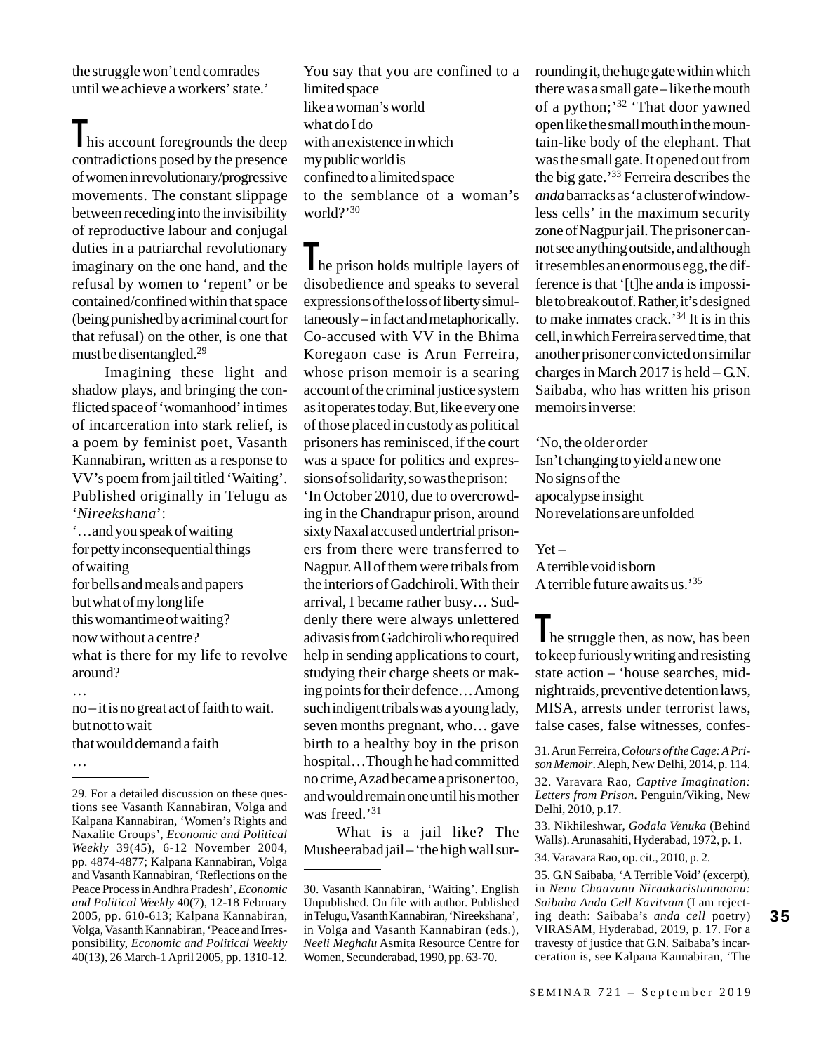the struggle won't end comrades
until we achieve a workers' state.'

This account foregrounds the deep contradictions posed by the presence of women in revolutionary/progressive movements. The constant slippage between receding into the invisibility of reproductive labour and conjugal duties in a patriarchal revolutionary imaginary on the one hand, and the refusal by women to 'repent' or be contained/confined within that space (being punished by a criminal court for that refusal) on the other, is one that must be disentangled.[29]

Imagining these light and shadow plays, and bringing the conflicted space of 'womanhood' in times of incarceration into stark relief, is a poem by feminist poet, Vasanth Kannabiran, written as a response to VV's poem from jail titled 'Waiting'. Published originally in Telugu as '*Nireekshana*':

'…and you speak of waiting
for petty inconsequential things
of waiting
for bells and meals and papers
but what of my long life
this womantime of waiting?
now without a centre?
what is there for my life to revolve around?
…
no – it is no great act of faith to wait.
but not to wait
that would demand a faith
…
You say that you are confined to a limited space
like a woman's world
what do I do
with an existence in which
my public world is
confined to a limited space
to the semblance of a woman's world?'[30]

The prison holds multiple layers of disobedience and speaks to several expressions of the loss of liberty simultaneously – in fact and metaphorically. Co-accused with VV in the Bhima Koregaon case is Arun Ferreira, whose prison memoir is a searing account of the criminal justice system as it operates today. But, like every one of those placed in custody as political prisoners has reminisced, if the court was a space for politics and expressions of solidarity, so was the prison: 'In October 2010, due to overcrowding in the Chandrapur prison, around sixty Naxal accused undertrial prisoners from there were transferred to Nagpur. All of them were tribals from the interiors of Gadchiroli. With their arrival, I became rather busy… Suddenly there were always unlettered adivasis from Gadchiroli who required help in sending applications to court, studying their charge sheets or making points for their defence… Among such indigent tribals was a young lady, seven months pregnant, who… gave birth to a healthy boy in the prison hospital… Though he had committed no crime, Azad became a prisoner too, and would remain one until his mother was freed.'[31]

What is a jail like? The Musheerabad jail – 'the high wall surrounding it, the huge gate within which there was a small gate – like the mouth of a python;'[32] 'That door yawned open like the small mouth in the mountain-like body of the elephant. That was the small gate. It opened out from the big gate.'[33] Ferreira describes the *anda* barracks as 'a cluster of windowless cells' in the maximum security zone of Nagpur jail. The prisoner cannot see anything outside, and although it resembles an enormous egg, the difference is that '[t]he anda is impossible to break out of. Rather, it's designed to make inmates crack.'[34] It is in this cell, in which Ferreira served time, that another prisoner convicted on similar charges in March 2017 is held – G.N. Saibaba, who has written his prison memoirs in verse:

'No, the older order
Isn't changing to yield a new one
No signs of the
apocalypse in sight
No revelations are unfolded

Yet –
A terrible void is born
A terrible future awaits us.'[35]

The struggle then, as now, has been to keep furiously writing and resisting state action – 'house searches, midnight raids, preventive detention laws, MISA, arrests under terrorist laws, false cases, false witnesses, confes-

---

29. For a detailed discussion on these questions see Vasanth Kannabiran, Volga and Kalpana Kannabiran, 'Women's Rights and Naxalite Groups', *Economic and Political Weekly* 39(45), 6-12 November 2004, pp. 4874-4877; Kalpana Kannabiran, Volga and Vasanth Kannabiran, 'Reflections on the Peace Process in Andhra Pradesh', *Economic and Political Weekly* 40(7), 12-18 February 2005, pp. 610-613; Kalpana Kannabiran, Volga, Vasanth Kannabiran, 'Peace and Irresponsibility, *Economic and Political Weekly* 40(13), 26 March-1 April 2005, pp. 1310-12.

30. Vasanth Kannabiran, 'Waiting'. English Unpublished. On file with author. Published in Telugu, Vasanth Kannabiran, 'Nireekshana', in Volga and Vasanth Kannabiran (eds.), *Neeli Meghalu* Asmita Resource Centre for Women, Secunderabad, 1990, pp. 63-70.

31. Arun Ferreira, *Colours of the Cage: A Prison Memoir*. Aleph, New Delhi, 2014, p. 114.

32. Varavara Rao, *Captive Imagination: Letters from Prison*. Penguin/Viking, New Delhi, 2010, p.17.

33. Nikhileshwar, *Godala Venuka* (Behind Walls). Arunasahiti, Hyderabad, 1972, p. 1.

34. Varavara Rao, op. cit., 2010, p. 2.

35. G.N Saibaba, 'A Terrible Void' (excerpt), in *Nenu Chaavunu Niraakaristunnaanu: Saibaba Anda Cell Kavitvam* (I am rejecting death: Saibaba's *anda cell* poetry) VIRASAM, Hyderabad, 2019, p. 17. For a travesty of justice that G.N. Saibaba's incarceration is, see Kalpana Kannabiran, 'The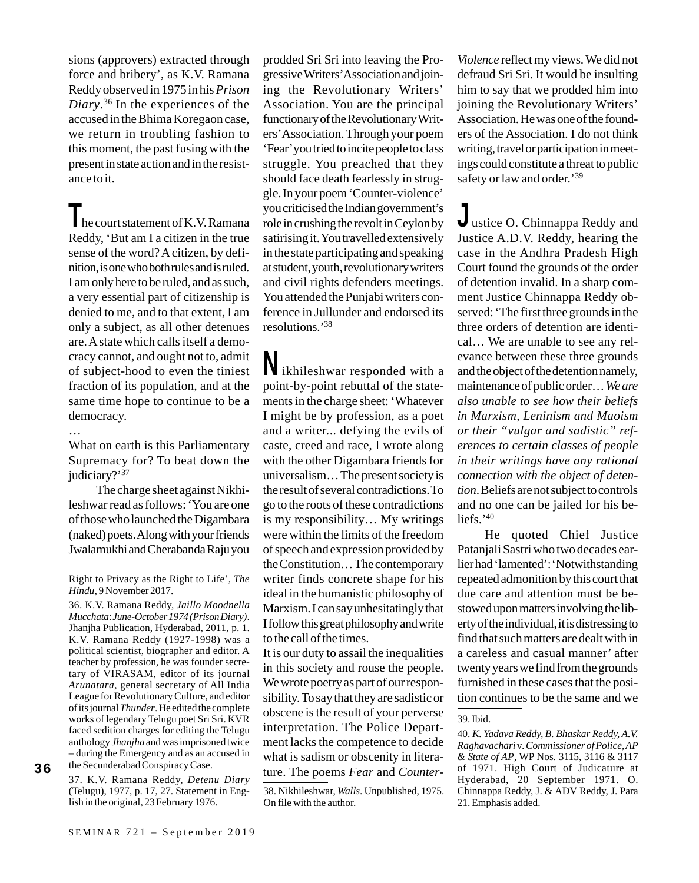sions (approvers) extracted through force and bribery', as K.V. Ramana Reddy observed in 1975 in his *Prison Diary*.[36] In the experiences of the accused in the Bhima Koregaon case, we return in troubling fashion to this moment, the past fusing with the present in state action and in the resistance to it.

The court statement of K.V. Ramana Reddy, 'But am I a citizen in the true sense of the word? A citizen, by definition, is one who both rules and is ruled. I am only here to be ruled, and as such, a very essential part of citizenship is denied to me, and to that extent, I am only a subject, as all other detenues are. A state which calls itself a democracy cannot, and ought not to, admit of subject-hood to even the tiniest fraction of its population, and at the same time hope to continue to be a democracy.

…

What on earth is this Parliamentary Supremacy for? To beat down the judiciary?'[37]

The charge sheet against Nikhileshwar read as follows: 'You are one of those who launched the Digambara (naked) poets. Along with your friends Jwalamukhi and Cherabanda Raju you prodded Sri Sri into leaving the Progressive Writers' Association and joining the Revolutionary Writers' Association. You are the principal functionary of the Revolutionary Writers' Association. Through your poem 'Fear' you tried to incite people to class struggle. You preached that they should face death fearlessly in struggle. In your poem 'Counter-violence' you criticised the Indian government's role in crushing the revolt in Ceylon by satirising it. You travelled extensively in the state participating and speaking at student, youth, revolutionary writers and civil rights defenders meetings. You attended the Punjabi writers conference in Jullunder and endorsed its resolutions.'[38]

Nikhileshwar responded with a point-by-point rebuttal of the statements in the charge sheet: 'Whatever I might be by profession, as a poet and a writer... defying the evils of caste, creed and race, I wrote along with the other Digambara friends for universalism… The present society is the result of several contradictions. To go to the roots of these contradictions is my responsibility… My writings were within the limits of the freedom of speech and expression provided by the Constitution… The contemporary writer finds concrete shape for his ideal in the humanistic philosophy of Marxism. I can say unhesitatingly that I follow this great philosophy and write to the call of the times.

It is our duty to assail the inequalities in this society and rouse the people. We wrote poetry as part of our responsibility. To say that they are sadistic or obscene is the result of your perverse interpretation. The Police Department lacks the competence to decide what is sadism or obscenity in literature. The poems *Fear* and *Counter-Violence* reflect my views. We did not defraud Sri Sri. It would be insulting him to say that we prodded him into joining the Revolutionary Writers' Association. He was one of the founders of the Association. I do not think writing, travel or participation in meetings could constitute a threat to public safety or law and order.'[39]

Justice O. Chinnappa Reddy and Justice A.D.V. Reddy, hearing the case in the Andhra Pradesh High Court found the grounds of the order of detention invalid. In a sharp comment Justice Chinnappa Reddy observed: 'The first three grounds in the three orders of detention are identical… We are unable to see any relevance between these three grounds and the object of the detention namely, maintenance of public order… *We are also unable to see how their beliefs in Marxism, Leninism and Maoism or their "vulgar and sadistic" references to certain classes of people in their writings have any rational connection with the object of detention*. Beliefs are not subject to controls and no one can be jailed for his beliefs.'[40]

He quoted Chief Justice Patanjali Sastri who two decades earlier had 'lamented': 'Notwithstanding repeated admonition by this court that due care and attention must be bestowed upon matters involving the liberty of the individual, it is distressing to find that such matters are dealt with in a careless and casual manner' after twenty years we find from the grounds furnished in these cases that the position continues to be the same and we

---

Right to Privacy as the Right to Life', *The Hindu*, 9 November 2017.

36. K.V. Ramana Reddy, *Jaillo Moodnella Mucchata*: *June-October 1974 (Prison Diary)*. Jhanjha Publication, Hyderabad, 2011, p. 1. K.V. Ramana Reddy (1927-1998) was a political scientist, biographer and editor. A teacher by profession, he was founder secretary of VIRASAM, editor of its journal *Arunatara*, general secretary of All India League for Revolutionary Culture, and editor of its journal *Thunder*. He edited the complete works of legendary Telugu poet Sri Sri. KVR faced sedition charges for editing the Telugu anthology *Jhanjha* and was imprisoned twice – during the Emergency and as an accused in the Secunderabad Conspiracy Case.

37. K.V. Ramana Reddy, *Detenu Diary* (Telugu), 1977, p. 17, 27. Statement in English in the original, 23 February 1976.

38. Nikhileshwar, *Walls*. Unpublished, 1975. On file with the author.

39. Ibid.

40. *K. Yadava Reddy, B. Bhaskar Reddy, A.V. Raghavachari* v. *Commissioner of Police, AP & State of AP*, WP Nos. 3115, 3116 & 3117 of 1971. High Court of Judicature at Hyderabad, 20 September 1971. O. Chinnappa Reddy, J. & ADV Reddy, J. Para 21. Emphasis added.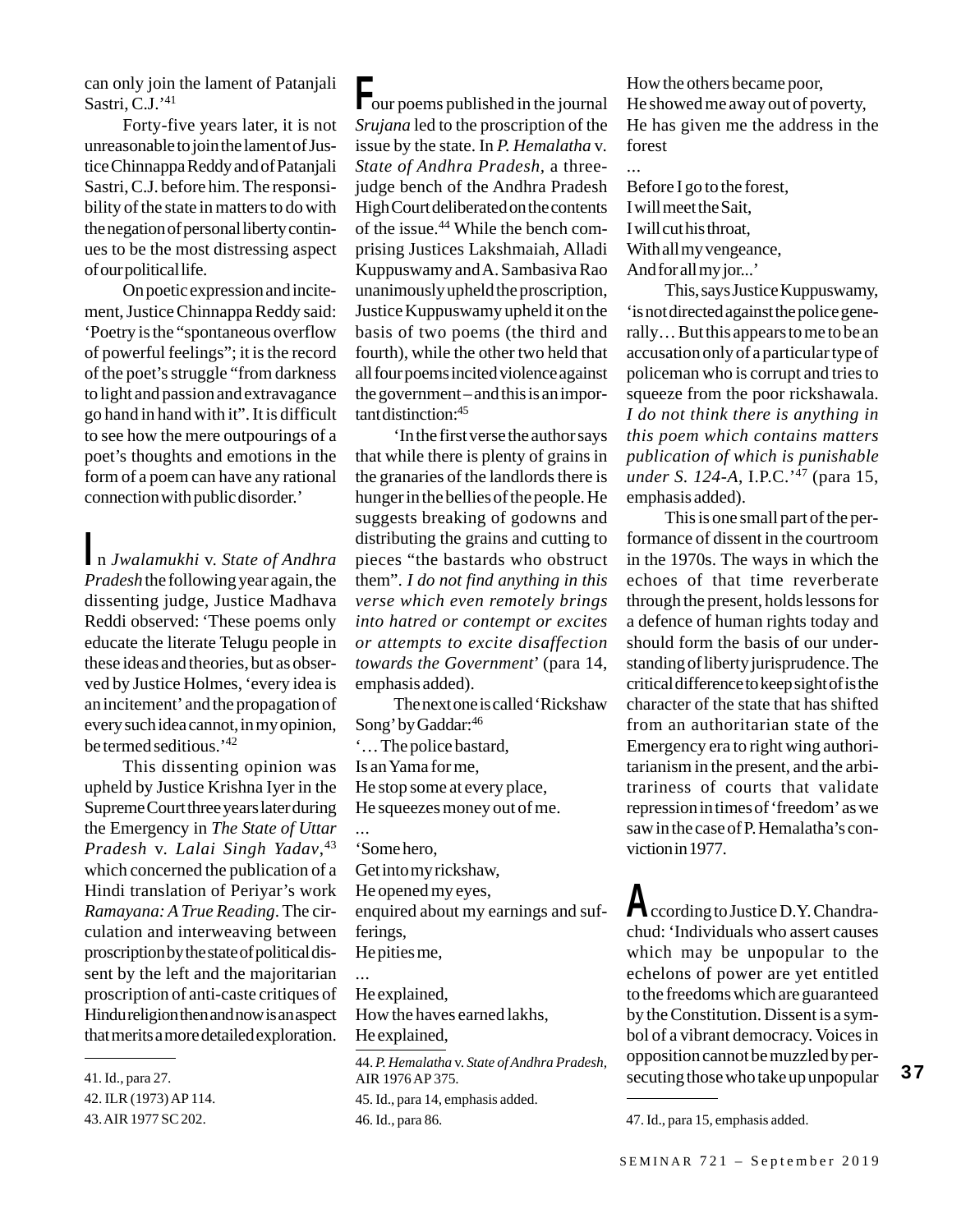can only join the lament of Patanjali Sastri, C.J.'[41]

Forty-five years later, it is not unreasonable to join the lament of Justice Chinnappa Reddy and of Patanjali Sastri, C.J. before him. The responsibility of the state in matters to do with the negation of personal liberty continues to be the most distressing aspect of our political life.

On poetic expression and incitement, Justice Chinnappa Reddy said: 'Poetry is the "spontaneous overflow of powerful feelings"; it is the record of the poet's struggle "from darkness to light and passion and extravagance go hand in hand with it". It is difficult to see how the mere outpourings of a poet's thoughts and emotions in the form of a poem can have any rational connection with public disorder.'

In *Jwalamukhi* v. *State of Andhra Pradesh* the following year again, the dissenting judge, Justice Madhava Reddi observed: 'These poems only educate the literate Telugu people in these ideas and theories, but as observed by Justice Holmes, 'every idea is an incitement' and the propagation of every such idea cannot, in my opinion, be termed seditious.'[42]

This dissenting opinion was upheld by Justice Krishna Iyer in the Supreme Court three years later during the Emergency in *The State of Uttar Pradesh* v. *Lalai Singh Yadav*,[43] which concerned the publication of a Hindi translation of Periyar's work *Ramayana: A True Reading*. The circulation and interweaving between proscription by the state of political dissent by the left and the majoritarian proscription of anti-caste critiques of Hindu religion then and now is an aspect that merits a more detailed exploration.

Four poems published in the journal *Srujana* led to the proscription of the issue by the state. In *P. Hemalatha* v. *State of Andhra Pradesh*, a three-judge bench of the Andhra Pradesh High Court deliberated on the contents of the issue.[44] While the bench comprising Justices Lakshmaiah, Alladi Kuppuswamy and A. Sambasiva Rao unanimously upheld the proscription, Justice Kuppuswamy upheld it on the basis of two poems (the third and fourth), while the other two held that all four poems incited violence against the government – and this is an important distinction:[45]

'In the first verse the author says that while there is plenty of grains in the granaries of the landlords there is hunger in the bellies of the people. He suggests breaking of godowns and distributing the grains and cutting to pieces "the bastards who obstruct them". *I do not find anything in this verse which even remotely brings into hatred or contempt or excites or attempts to excite disaffection towards the Government*' (para 14, emphasis added).

The next one is called 'Rickshaw Song' by Gaddar:[46]

'… The police bastard,  
Is an Yama for me,  
He stop some at every place,  
He squeezes money out of me.  
…  
'Some hero,  
Get into my rickshaw,  
He opened my eyes,  
enquired about my earnings and sufferings,  
He pities me,  
…  
He explained,  
How the haves earned lakhs,  
He explained,  
How the others became poor,  
He showed me away out of poverty,  
He has given me the address in the forest  
…  
Before I go to the forest,  
I will meet the Sait,  
I will cut his throat,  
With all my vengeance,  
And for all my jor...'

This, says Justice Kuppuswamy, 'is not directed against the police generally… But this appears to me to be an accusation only of a particular type of policeman who is corrupt and tries to squeeze from the poor rickshawala. *I do not think there is anything in this poem which contains matters publication of which is punishable under S. 124-A*, I.P.C.'[47] (para 15, emphasis added).

This is one small part of the performance of dissent in the courtroom in the 1970s. The ways in which the echoes of that time reverberate through the present, holds lessons for a defence of human rights today and should form the basis of our understanding of liberty jurisprudence. The critical difference to keep sight of is the character of the state that has shifted from an authoritarian state of the Emergency era to right wing authoritarianism in the present, and the arbitrariness of courts that validate repression in times of 'freedom' as we saw in the case of P. Hemalatha's conviction in 1977.

According to Justice D.Y. Chandrachud: 'Individuals who assert causes which may be unpopular to the echelons of power are yet entitled to the freedoms which are guaranteed by the Constitution. Dissent is a symbol of a vibrant democracy. Voices in opposition cannot be muzzled by persecuting those who take up unpopular

---

41. Id., para 27.
42. ILR (1973) AP 114.
43. AIR 1977 SC 202.
44. *P. Hemalatha* v. *State of Andhra Pradesh*, AIR 1976 AP 375.
45. Id., para 14, emphasis added.
46. Id., para 86.
47. Id., para 15, emphasis added.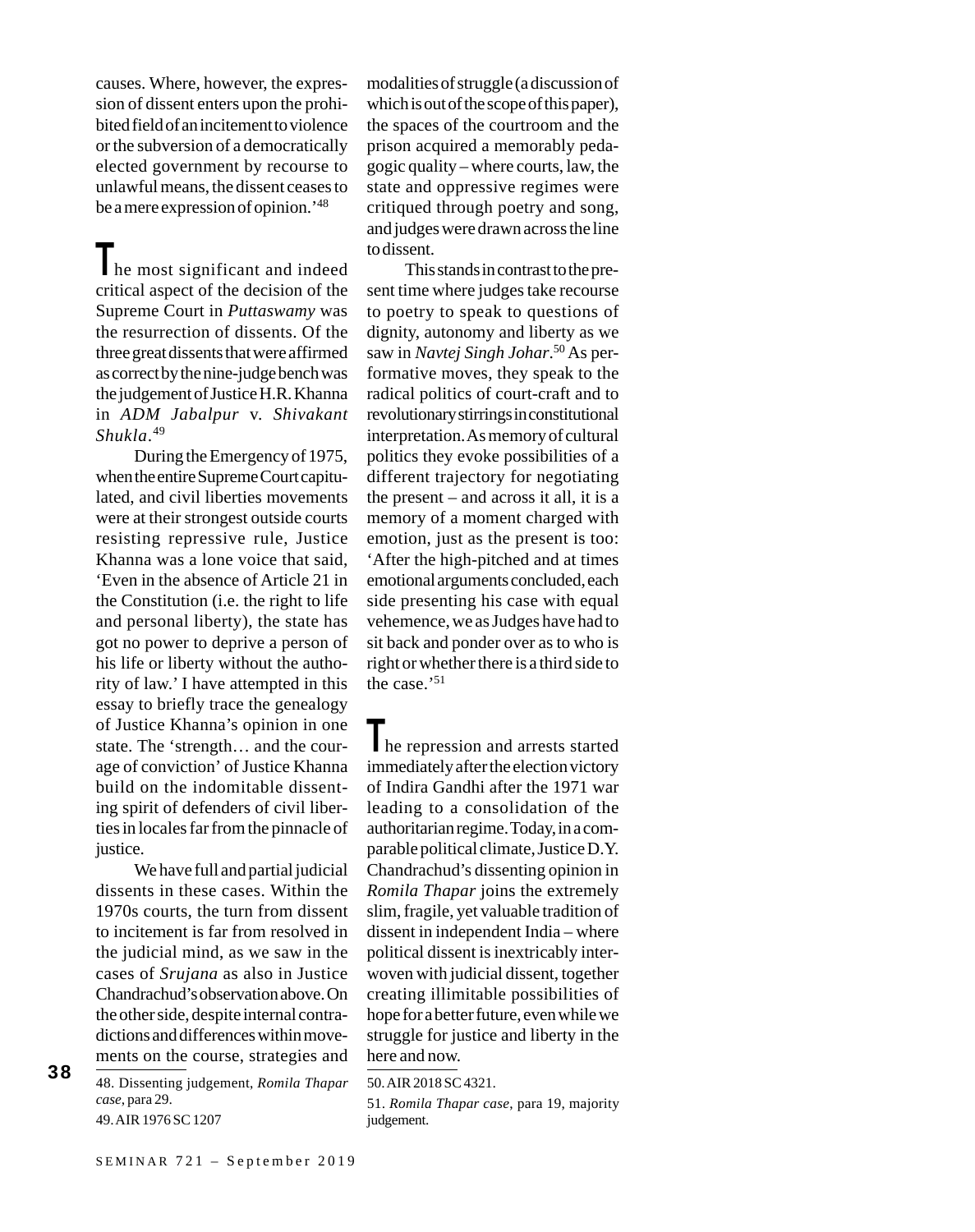causes. Where, however, the expression of dissent enters upon the prohibited field of an incitement to violence or the subversion of a democratically elected government by recourse to unlawful means, the dissent ceases to be a mere expression of opinion.'[48]

The most significant and indeed critical aspect of the decision of the Supreme Court in *Puttaswamy* was the resurrection of dissents. Of the three great dissents that were affirmed as correct by the nine-judge bench was the judgement of Justice H.R. Khanna in *ADM Jabalpur* v. *Shivakant Shukla*.[49]

During the Emergency of 1975, when the entire Supreme Court capitulated, and civil liberties movements were at their strongest outside courts resisting repressive rule, Justice Khanna was a lone voice that said, 'Even in the absence of Article 21 in the Constitution (i.e. the right to life and personal liberty), the state has got no power to deprive a person of his life or liberty without the authority of law.' I have attempted in this essay to briefly trace the genealogy of Justice Khanna's opinion in one state. The 'strength… and the courage of conviction' of Justice Khanna build on the indomitable dissenting spirit of defenders of civil liberties in locales far from the pinnacle of justice.

We have full and partial judicial dissents in these cases. Within the 1970s courts, the turn from dissent to incitement is far from resolved in the judicial mind, as we saw in the cases of *Srujana* as also in Justice Chandrachud's observation above. On the other side, despite internal contradictions and differences within movements on the course, strategies and modalities of struggle (a discussion of which is out of the scope of this paper), the spaces of the courtroom and the prison acquired a memorably pedagogic quality – where courts, law, the state and oppressive regimes were critiqued through poetry and song, and judges were drawn across the line to dissent.

This stands in contrast to the present time where judges take recourse to poetry to speak to questions of dignity, autonomy and liberty as we saw in *Navtej Singh Johar*.[50] As performative moves, they speak to the radical politics of court-craft and to revolutionary stirrings in constitutional interpretation. As memory of cultural politics they evoke possibilities of a different trajectory for negotiating the present – and across it all, it is a memory of a moment charged with emotion, just as the present is too: 'After the high-pitched and at times emotional arguments concluded, each side presenting his case with equal vehemence, we as Judges have had to sit back and ponder over as to who is right or whether there is a third side to the case.'[51]

The repression and arrests started immediately after the election victory of Indira Gandhi after the 1971 war leading to a consolidation of the authoritarian regime. Today, in a comparable political climate, Justice D.Y. Chandrachud's dissenting opinion in *Romila Thapar* joins the extremely slim, fragile, yet valuable tradition of dissent in independent India – where political dissent is inextricably interwoven with judicial dissent, together creating illimitable possibilities of hope for a better future, even while we struggle for justice and liberty in the here and now.

48. Dissenting judgement, *Romila Thapar case*, para 29.

49. AIR 1976 SC 1207

50. AIR 2018 SC 4321.

51. *Romila Thapar case*, para 19, majority judgement.